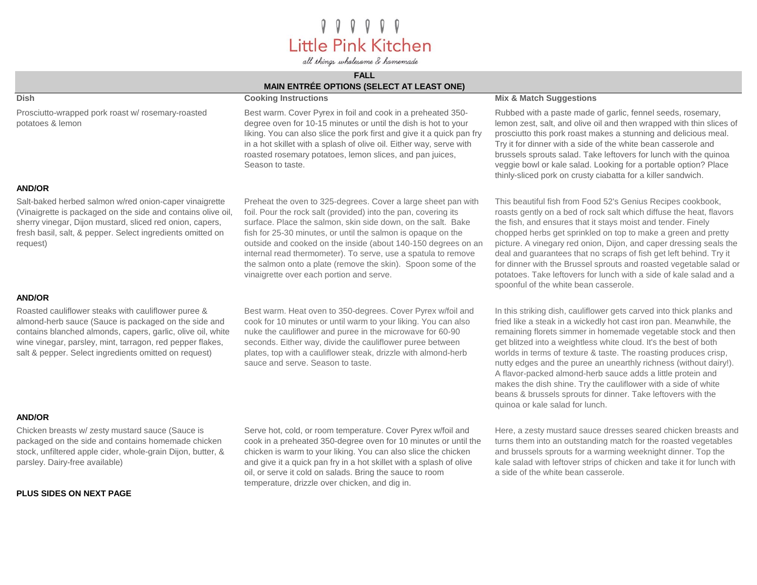# Little Pink Kitchen

*all things wholesome & homemade*

## FALL
## MAIN ENTRÉE OPTIONS (SELECT AT LEAST ONE)

| Dish | Cooking Instructions | Mix & Match Suggestions |
|---|---|---|
| Prosciutto-wrapped pork roast w/ rosemary-roasted potatoes & lemon | Best warm. Cover Pyrex in foil and cook in a preheated 350-degree oven for 10-15 minutes or until the dish is hot to your liking. You can also slice the pork first and give it a quick pan fry in a hot skillet with a splash of olive oil. Either way, serve with roasted rosemary potatoes, lemon slices, and pan juices, Season to taste. | Rubbed with a paste made of garlic, fennel seeds, rosemary, lemon zest, salt, and olive oil and then wrapped with thin slices of prosciutto this pork roast makes a stunning and delicious meal. Try it for dinner with a side of the white bean casserole and brussels sprouts salad. Take leftovers for lunch with the quinoa veggie bowl or kale salad. Looking for a portable option? Place thinly-sliced pork on crusty ciabatta for a killer sandwich. |
| **AND/OR** | | |
| Salt-baked herbed salmon w/red onion-caper vinaigrette (Vinaigrette is packaged on the side and contains olive oil, sherry vinegar, Dijon mustard, sliced red onion, capers, fresh basil, salt, & pepper. Select ingredients omitted on request) | Preheat the oven to 325-degrees. Cover a large sheet pan with foil. Pour the rock salt (provided) into the pan, covering its surface. Place the salmon, skin side down, on the salt. Bake fish for 25-30 minutes, or until the salmon is opaque on the outside and cooked on the inside (about 140-150 degrees on an internal read thermometer). To serve, use a spatula to remove the salmon onto a plate (remove the skin). Spoon some of the vinaigrette over each portion and serve. | This beautiful fish from Food 52's Genius Recipes cookbook, roasts gently on a bed of rock salt which diffuse the heat, flavors the fish, and ensures that it stays moist and tender. Finely chopped herbs get sprinkled on top to make a green and pretty picture. A vinegary red onion, Dijon, and caper dressing seals the deal and guarantees that no scraps of fish get left behind. Try it for dinner with the Brussel sprouts and roasted vegetable salad or potatoes. Take leftovers for lunch with a side of kale salad and a spoonful of the white bean casserole. |
| **AND/OR** | | |
| Roasted cauliflower steaks with cauliflower puree & almond-herb sauce (Sauce is packaged on the side and contains blanched almonds, capers, garlic, olive oil, white wine vinegar, parsley, mint, tarragon, red pepper flakes, salt & pepper. Select ingredients omitted on request) | Best warm. Heat oven to 350-degrees. Cover Pyrex w/foil and cook for 10 minutes or until warm to your liking. You can also nuke the cauliflower and puree in the microwave for 60-90 seconds. Either way, divide the cauliflower puree between plates, top with a cauliflower steak, drizzle with almond-herb sauce and serve. Season to taste. | In this striking dish, cauliflower gets carved into thick planks and fried like a steak in a wickedly hot cast iron pan. Meanwhile, the remaining florets simmer in homemade vegetable stock and then get blitzed into a weightless white cloud. It's the best of both worlds in terms of texture & taste. The roasting produces crisp, nutty edges and the puree an unearthly richness (without dairy!). A flavor-packed almond-herb sauce adds a little protein and makes the dish shine. Try the cauliflower with a side of white beans & brussels sprouts for dinner. Take leftovers with the quinoa or kale salad for lunch. |
| **AND/OR** | | |
| Chicken breasts w/ zesty mustard sauce (Sauce is packaged on the side and contains homemade chicken stock, unfiltered apple cider, whole-grain Dijon, butter, & parsley. Dairy-free available) | Serve hot, cold, or room temperature. Cover Pyrex w/foil and cook in a preheated 350-degree oven for 10 minutes or until the chicken is warm to your liking. You can also slice the chicken and give it a quick pan fry in a hot skillet with a splash of olive oil, or serve it cold on salads. Bring the sauce to room temperature, drizzle over chicken, and dig in. | Here, a zesty mustard sauce dresses seared chicken breasts and turns them into an outstanding match for the roasted vegetables and brussels sprouts for a warming weeknight dinner. Top the kale salad with leftover strips of chicken and take it for lunch with a side of the white bean casserole. |

**PLUS SIDES ON NEXT PAGE**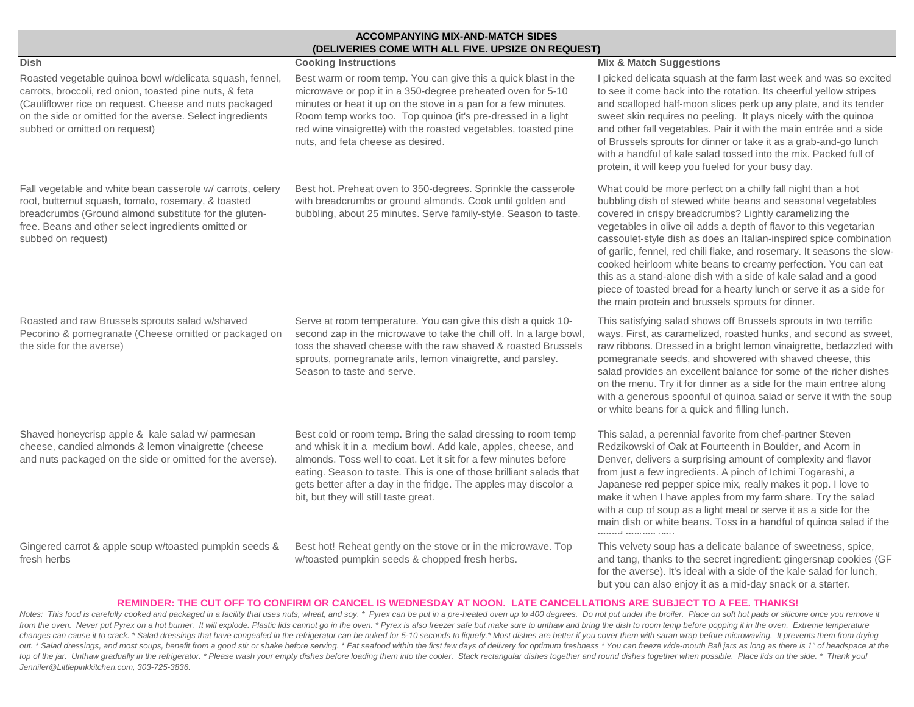## ACCOMPANYING MIX-AND-MATCH SIDES
## (DELIVERIES COME WITH ALL FIVE. UPSIZE ON REQUEST)

| Dish | Cooking Instructions | Mix & Match Suggestions |
|---|---|---|
| Roasted vegetable quinoa bowl w/delicata squash, fennel, carrots, broccoli, red onion, toasted pine nuts, & feta (Cauliflower rice on request. Cheese and nuts packaged on the side or omitted for the averse. Select ingredients subbed or omitted on request) | Best warm or room temp. You can give this a quick blast in the microwave or pop it in a 350-degree preheated oven for 5-10 minutes or heat it up on the stove in a pan for a few minutes. Room temp works too. Top quinoa (it's pre-dressed in a light red wine vinaigrette) with the roasted vegetables, toasted pine nuts, and feta cheese as desired. | I picked delicata squash at the farm last week and was so excited to see it come back into the rotation. Its cheerful yellow stripes and scalloped half-moon slices perk up any plate, and its tender sweet skin requires no peeling. It plays nicely with the quinoa and other fall vegetables. Pair it with the main entrée and a side of Brussels sprouts for dinner or take it as a grab-and-go lunch with a handful of kale salad tossed into the mix. Packed full of protein, it will keep you fueled for your busy day. |
| Fall vegetable and white bean casserole w/ carrots, celery root, butternut squash, tomato, rosemary, & toasted breadcrumbs (Ground almond substitute for the gluten-free. Beans and other select ingredients omitted or subbed on request) | Best hot. Preheat oven to 350-degrees. Sprinkle the casserole with breadcrumbs or ground almonds. Cook until golden and bubbling, about 25 minutes. Serve family-style. Season to taste. | What could be more perfect on a chilly fall night than a hot bubbling dish of stewed white beans and seasonal vegetables covered in crispy breadcrumbs? Lightly caramelizing the vegetables in olive oil adds a depth of flavor to this vegetarian cassoulet-style dish as does an Italian-inspired spice combination of garlic, fennel, red chili flake, and rosemary. It seasons the slow-cooked heirloom white beans to creamy perfection. You can eat this as a stand-alone dish with a side of kale salad and a good piece of toasted bread for a hearty lunch or serve it as a side for the main protein and brussels sprouts for dinner. |
| Roasted and raw Brussels sprouts salad w/shaved Pecorino & pomegranate (Cheese omitted or packaged on the side for the averse) | Serve at room temperature. You can give this dish a quick 10-second zap in the microwave to take the chill off. In a large bowl, toss the shaved cheese with the raw shaved & roasted Brussels sprouts, pomegranate arils, lemon vinaigrette, and parsley. Season to taste and serve. | This satisfying salad shows off Brussels sprouts in two terrific ways. First, as caramelized, roasted hunks, and second as sweet, raw ribbons. Dressed in a bright lemon vinaigrette, bedazzled with pomegranate seeds, and showered with shaved cheese, this salad provides an excellent balance for some of the richer dishes on the menu. Try it for dinner as a side for the main entree along with a generous spoonful of quinoa salad or serve it with the soup or white beans for a quick and filling lunch. |
| Shaved honeycrisp apple & kale salad w/ parmesan cheese, candied almonds & lemon vinaigrette (cheese and nuts packaged on the side or omitted for the averse). | Best cold or room temp. Bring the salad dressing to room temp and whisk it in a medium bowl. Add kale, apples, cheese, and almonds. Toss well to coat. Let it sit for a few minutes before eating. Season to taste. This is one of those brilliant salads that gets better after a day in the fridge. The apples may discolor a bit, but they will still taste great. | This salad, a perennial favorite from chef-partner Steven Redzikowski of Oak at Fourteenth in Boulder, and Acorn in Denver, delivers a surprising amount of complexity and flavor from just a few ingredients. A pinch of Ichimi Togarashi, a Japanese red pepper spice mix, really makes it pop. I love to make it when I have apples from my farm share. Try the salad with a cup of soup as a light meal or serve it as a side for the main dish or white beans. Toss in a handful of quinoa salad if the mood moves you. |
| Gingered carrot & apple soup w/toasted pumpkin seeds & fresh herbs | Best hot! Reheat gently on the stove or in the microwave. Top w/toasted pumpkin seeds & chopped fresh herbs. | This velvety soup has a delicate balance of sweetness, spice, and tang, thanks to the secret ingredient: gingersnap cookies (GF for the averse). It's ideal with a side of the kale salad for lunch, but you can also enjoy it as a mid-day snack or a starter. |

**REMINDER: THE CUT OFF TO CONFIRM OR CANCEL IS WEDNESDAY AT NOON. LATE CANCELLATIONS ARE SUBJECT TO A FEE. THANKS!**

*Notes: This food is carefully cooked and packaged in a facility that uses nuts, wheat, and soy. * Pyrex can be put in a pre-heated oven up to 400 degrees. Do not put under the broiler. Place on soft hot pads or silicone once you remove it from the oven. Never put Pyrex on a hot burner. It will explode. Plastic lids cannot go in the oven. * Pyrex is also freezer safe but make sure to unthaw and bring the dish to room temp before popping it in the oven. Extreme temperature changes can cause it to crack. * Salad dressings that have congealed in the refrigerator can be nuked for 5-10 seconds to liquefy.* Most dishes are better if you cover them with saran wrap before microwaving. It prevents them from drying out. * Salad dressings, and most soups, benefit from a good stir or shake before serving. * Eat seafood within the first few days of delivery for optimum freshness * You can freeze wide-mouth Ball jars as long as there is 1" of headspace at the top of the jar. Unthaw gradually in the refrigerator. * Please wash your empty dishes before loading them into the cooler. Stack rectangular dishes together and round dishes together when possible. Place lids on the side. * Thank you! Jennifer@Littlepinkkitchen.com, 303-725-3836.*